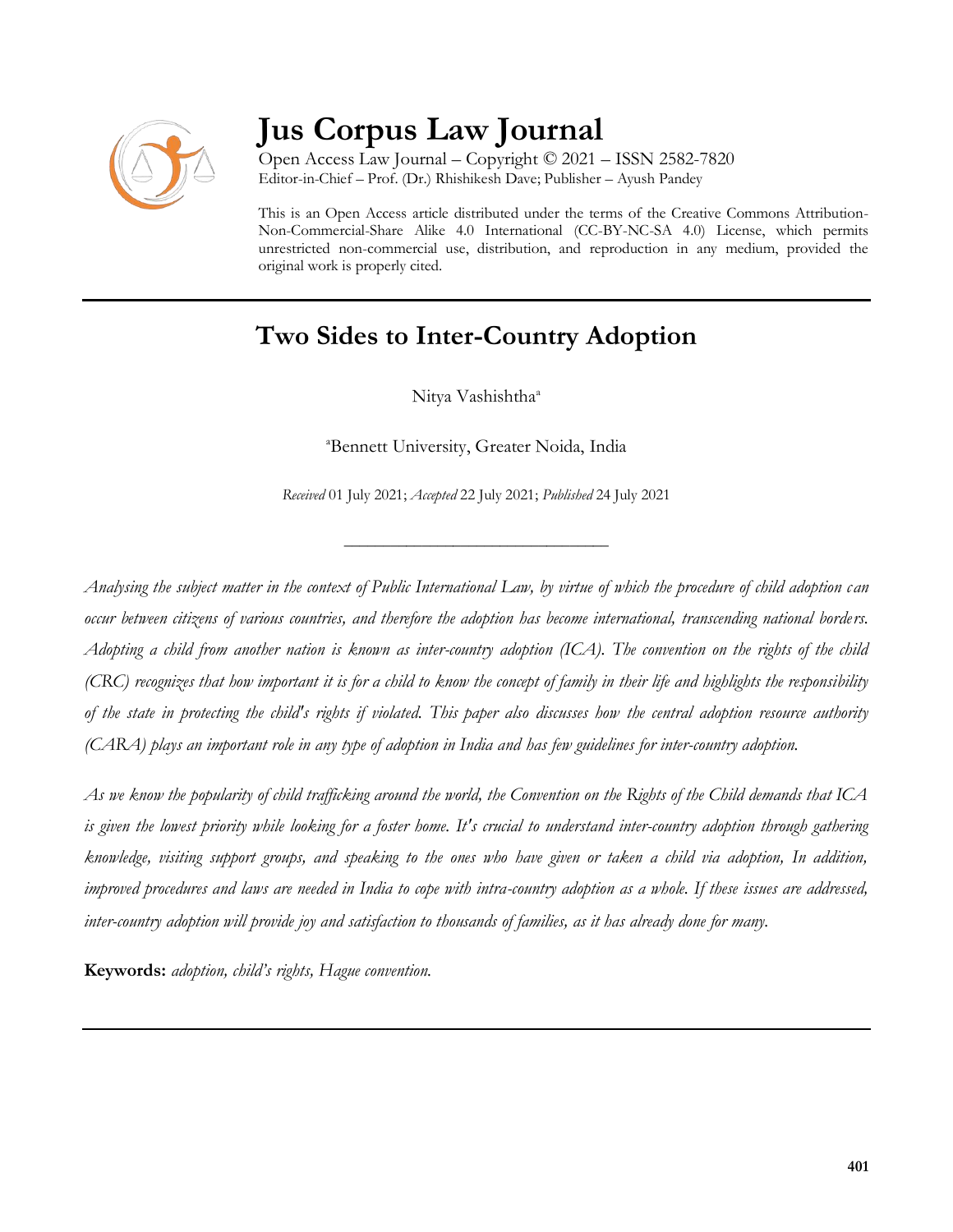# Jus Corpus Law Journal

Open Access Law Journal – Copyright © 2021 – ISSN 2582-7820
Editor-in-Chief – Prof. (Dr.) Rhishikesh Dave; Publisher – Ayush Pandey

This is an Open Access article distributed under the terms of the Creative Commons Attribution-Non-Commercial-Share Alike 4.0 International (CC-BY-NC-SA 4.0) License, which permits unrestricted non-commercial use, distribution, and reproduction in any medium, provided the original work is properly cited.

---

## Two Sides to Inter-Country Adoption

Nitya Vashishtha[a]

[a]Bennett University, Greater Noida, India

*Received* 01 July 2021; *Accepted* 22 July 2021; *Published* 24 July 2021

---

*Analysing the subject matter in the context of Public International Law, by virtue of which the procedure of child adoption can occur between citizens of various countries, and therefore the adoption has become international, transcending national borders. Adopting a child from another nation is known as inter-country adoption (ICA). The convention on the rights of the child (CRC) recognizes that how important it is for a child to know the concept of family in their life and highlights the responsibility of the state in protecting the child's rights if violated. This paper also discusses how the central adoption resource authority (CARA) plays an important role in any type of adoption in India and has few guidelines for inter-country adoption.*

*As we know the popularity of child trafficking around the world, the Convention on the Rights of the Child demands that ICA is given the lowest priority while looking for a foster home. It's crucial to understand inter-country adoption through gathering knowledge, visiting support groups, and speaking to the ones who have given or taken a child via adoption, In addition, improved procedures and laws are needed in India to cope with intra-country adoption as a whole. If these issues are addressed, inter-country adoption will provide joy and satisfaction to thousands of families, as it has already done for many.*

**Keywords:** *adoption, child's rights, Hague convention.*

---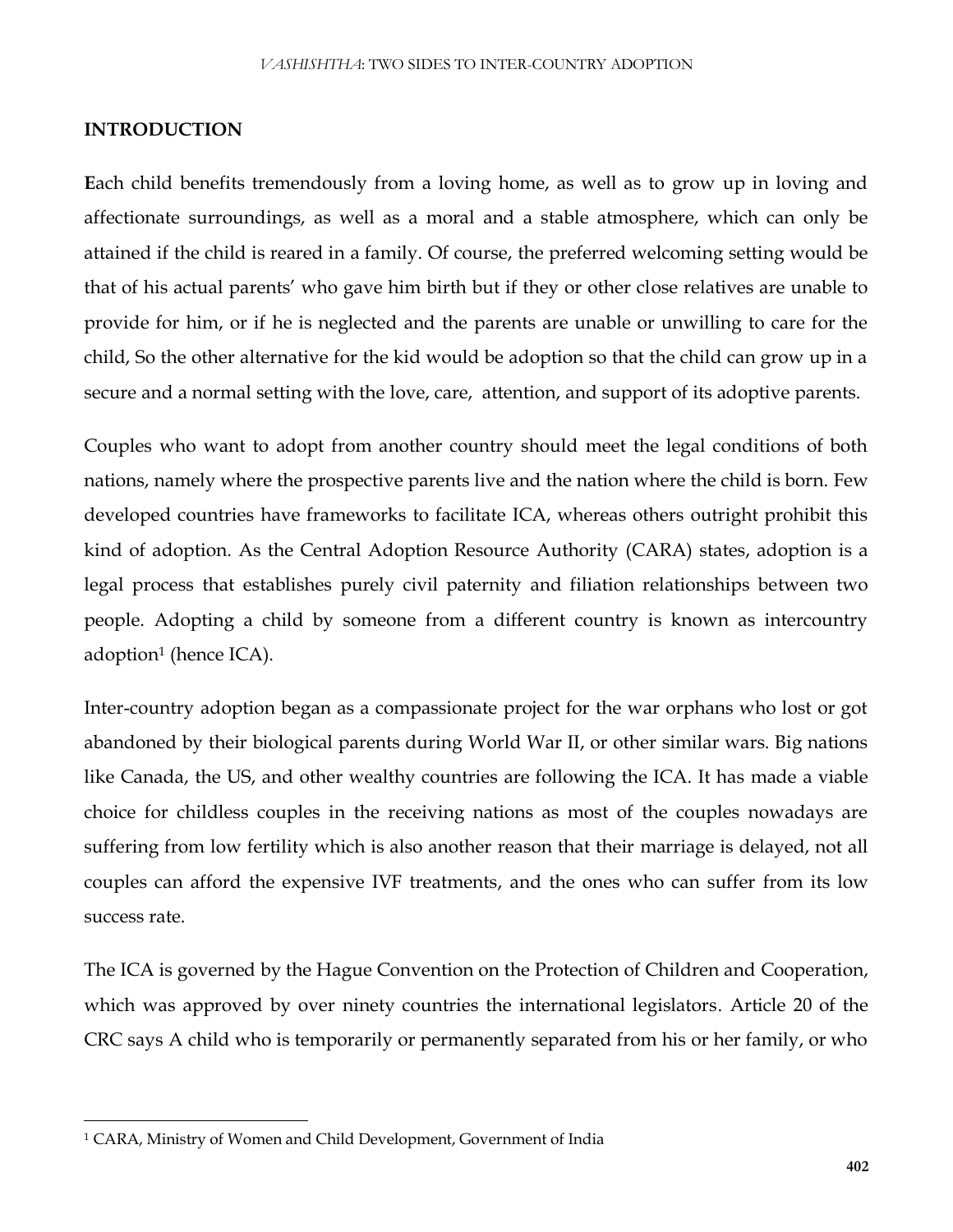## INTRODUCTION

**E**ach child benefits tremendously from a loving home, as well as to grow up in loving and affectionate surroundings, as well as a moral and a stable atmosphere, which can only be attained if the child is reared in a family. Of course, the preferred welcoming setting would be that of his actual parents' who gave him birth but if they or other close relatives are unable to provide for him, or if he is neglected and the parents are unable or unwilling to care for the child, So the other alternative for the kid would be adoption so that the child can grow up in a secure and a normal setting with the love, care, attention, and support of its adoptive parents.

Couples who want to adopt from another country should meet the legal conditions of both nations, namely where the prospective parents live and the nation where the child is born. Few developed countries have frameworks to facilitate ICA, whereas others outright prohibit this kind of adoption. As the Central Adoption Resource Authority (CARA) states, adoption is a legal process that establishes purely civil paternity and filiation relationships between two people. Adopting a child by someone from a different country is known as intercountry adoption[1] (hence ICA).

Inter-country adoption began as a compassionate project for the war orphans who lost or got abandoned by their biological parents during World War II, or other similar wars. Big nations like Canada, the US, and other wealthy countries are following the ICA. It has made a viable choice for childless couples in the receiving nations as most of the couples nowadays are suffering from low fertility which is also another reason that their marriage is delayed, not all couples can afford the expensive IVF treatments, and the ones who can suffer from its low success rate.

The ICA is governed by the Hague Convention on the Protection of Children and Cooperation, which was approved by over ninety countries the international legislators. Article 20 of the CRC says A child who is temporarily or permanently separated from his or her family, or who

[1] CARA, Ministry of Women and Child Development, Government of India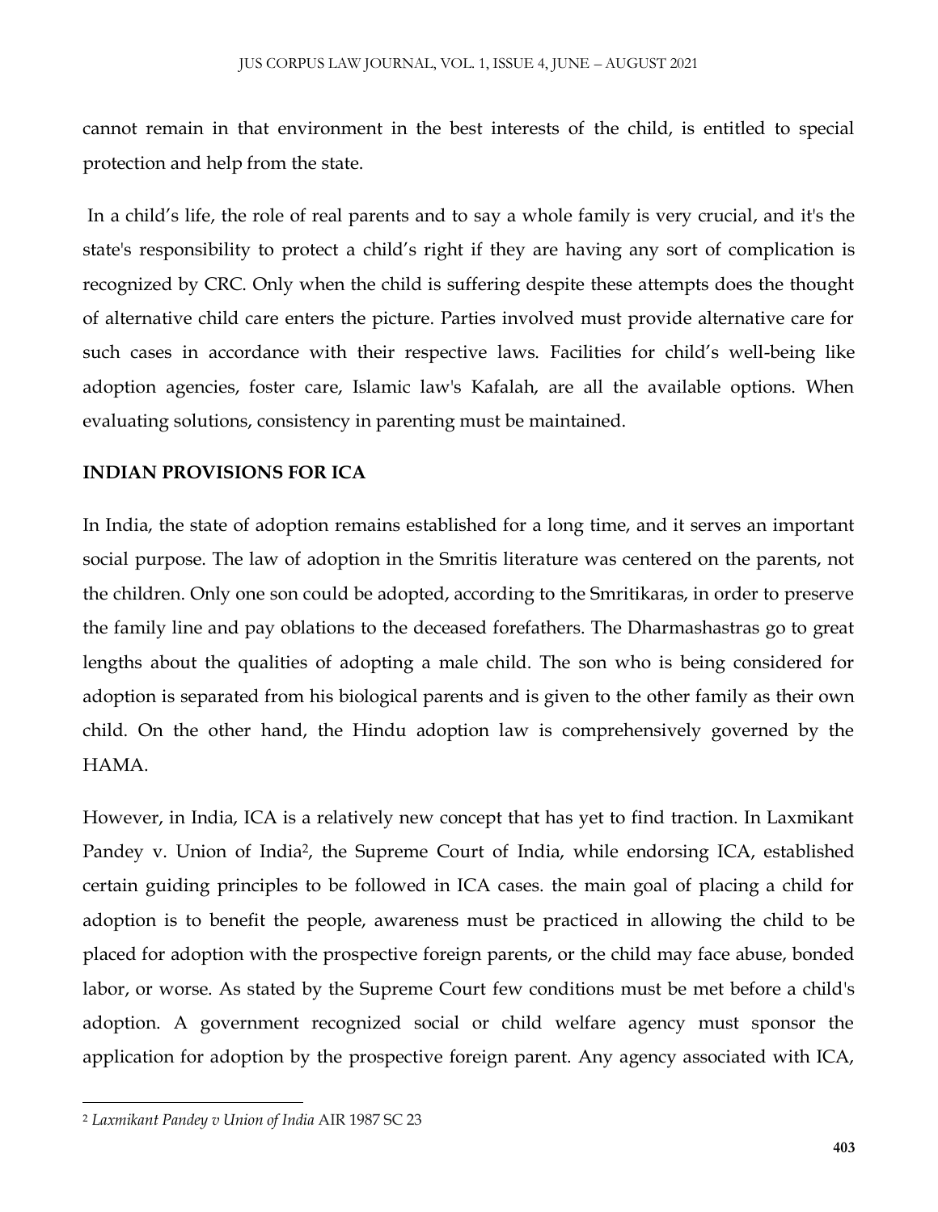cannot remain in that environment in the best interests of the child, is entitled to special protection and help from the state.

In a child's life, the role of real parents and to say a whole family is very crucial, and it's the state's responsibility to protect a child's right if they are having any sort of complication is recognized by CRC. Only when the child is suffering despite these attempts does the thought of alternative child care enters the picture. Parties involved must provide alternative care for such cases in accordance with their respective laws. Facilities for child's well-being like adoption agencies, foster care, Islamic law's Kafalah, are all the available options. When evaluating solutions, consistency in parenting must be maintained.

**INDIAN PROVISIONS FOR ICA**

In India, the state of adoption remains established for a long time, and it serves an important social purpose. The law of adoption in the Smritis literature was centered on the parents, not the children. Only one son could be adopted, according to the Smritikaras, in order to preserve the family line and pay oblations to the deceased forefathers. The Dharmashastras go to great lengths about the qualities of adopting a male child. The son who is being considered for adoption is separated from his biological parents and is given to the other family as their own child. On the other hand, the Hindu adoption law is comprehensively governed by the HAMA.

However, in India, ICA is a relatively new concept that has yet to find traction. In Laxmikant Pandey v. Union of India[2], the Supreme Court of India, while endorsing ICA, established certain guiding principles to be followed in ICA cases. the main goal of placing a child for adoption is to benefit the people, awareness must be practiced in allowing the child to be placed for adoption with the prospective foreign parents, or the child may face abuse, bonded labor, or worse. As stated by the Supreme Court few conditions must be met before a child's adoption. A government recognized social or child welfare agency must sponsor the application for adoption by the prospective foreign parent. Any agency associated with ICA,

---

[2] *Laxmikant Pandey v Union of India* AIR 1987 SC 23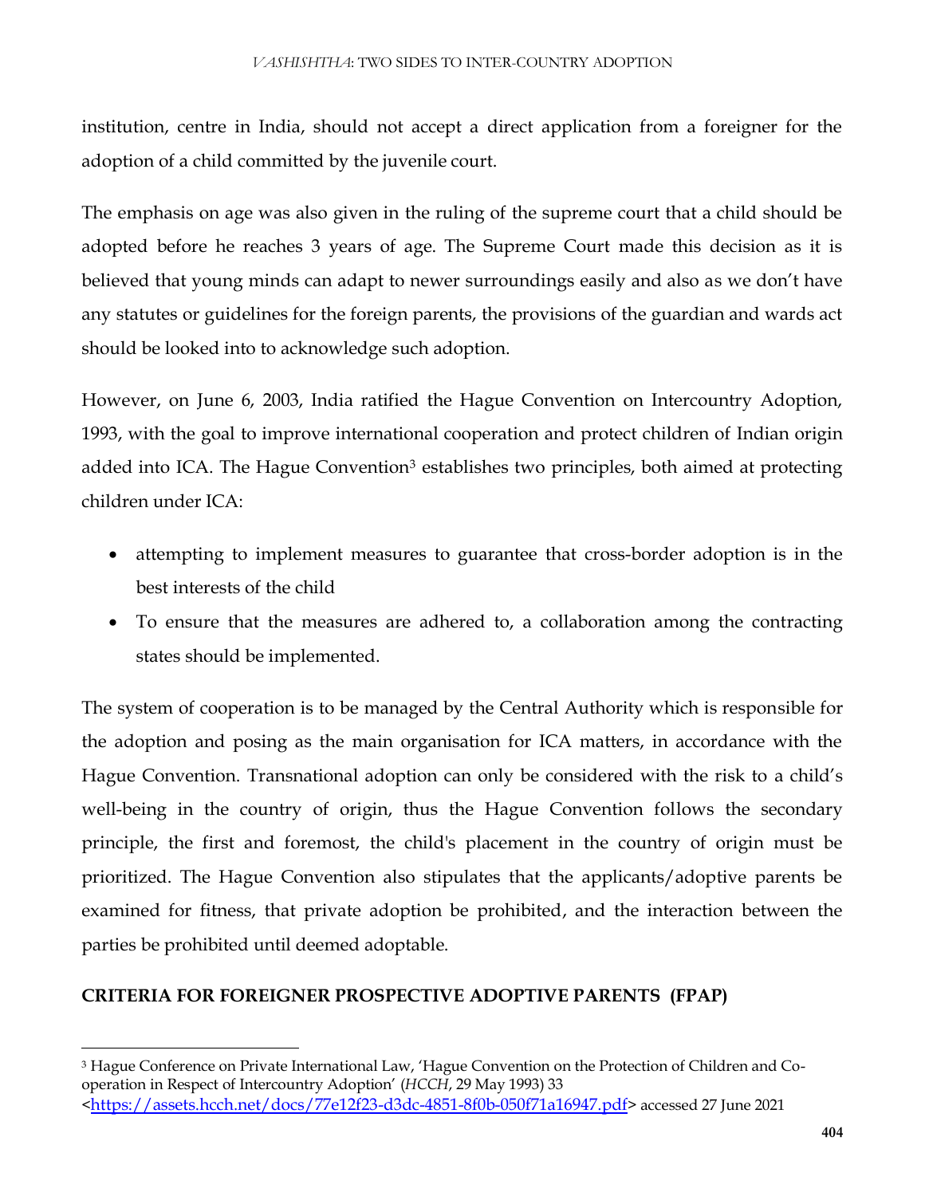institution, centre in India, should not accept a direct application from a foreigner for the adoption of a child committed by the juvenile court.

The emphasis on age was also given in the ruling of the supreme court that a child should be adopted before he reaches 3 years of age. The Supreme Court made this decision as it is believed that young minds can adapt to newer surroundings easily and also as we don't have any statutes or guidelines for the foreign parents, the provisions of the guardian and wards act should be looked into to acknowledge such adoption.

However, on June 6, 2003, India ratified the Hague Convention on Intercountry Adoption, 1993, with the goal to improve international cooperation and protect children of Indian origin added into ICA. The Hague Convention[3] establishes two principles, both aimed at protecting children under ICA:

- attempting to implement measures to guarantee that cross-border adoption is in the best interests of the child
- To ensure that the measures are adhered to, a collaboration among the contracting states should be implemented.

The system of cooperation is to be managed by the Central Authority which is responsible for the adoption and posing as the main organisation for ICA matters, in accordance with the Hague Convention. Transnational adoption can only be considered with the risk to a child's well-being in the country of origin, thus the Hague Convention follows the secondary principle, the first and foremost, the child's placement in the country of origin must be prioritized. The Hague Convention also stipulates that the applicants/adoptive parents be examined for fitness, that private adoption be prohibited, and the interaction between the parties be prohibited until deemed adoptable.

**CRITERIA FOR FOREIGNER PROSPECTIVE ADOPTIVE PARENTS (FPAP)**

---

[3] Hague Conference on Private International Law, 'Hague Convention on the Protection of Children and Co-operation in Respect of Intercountry Adoption' (*HCCH*, 29 May 1993) 33 <https://assets.hcch.net/docs/77e12f23-d3dc-4851-8f0b-050f71a16947.pdf> accessed 27 June 2021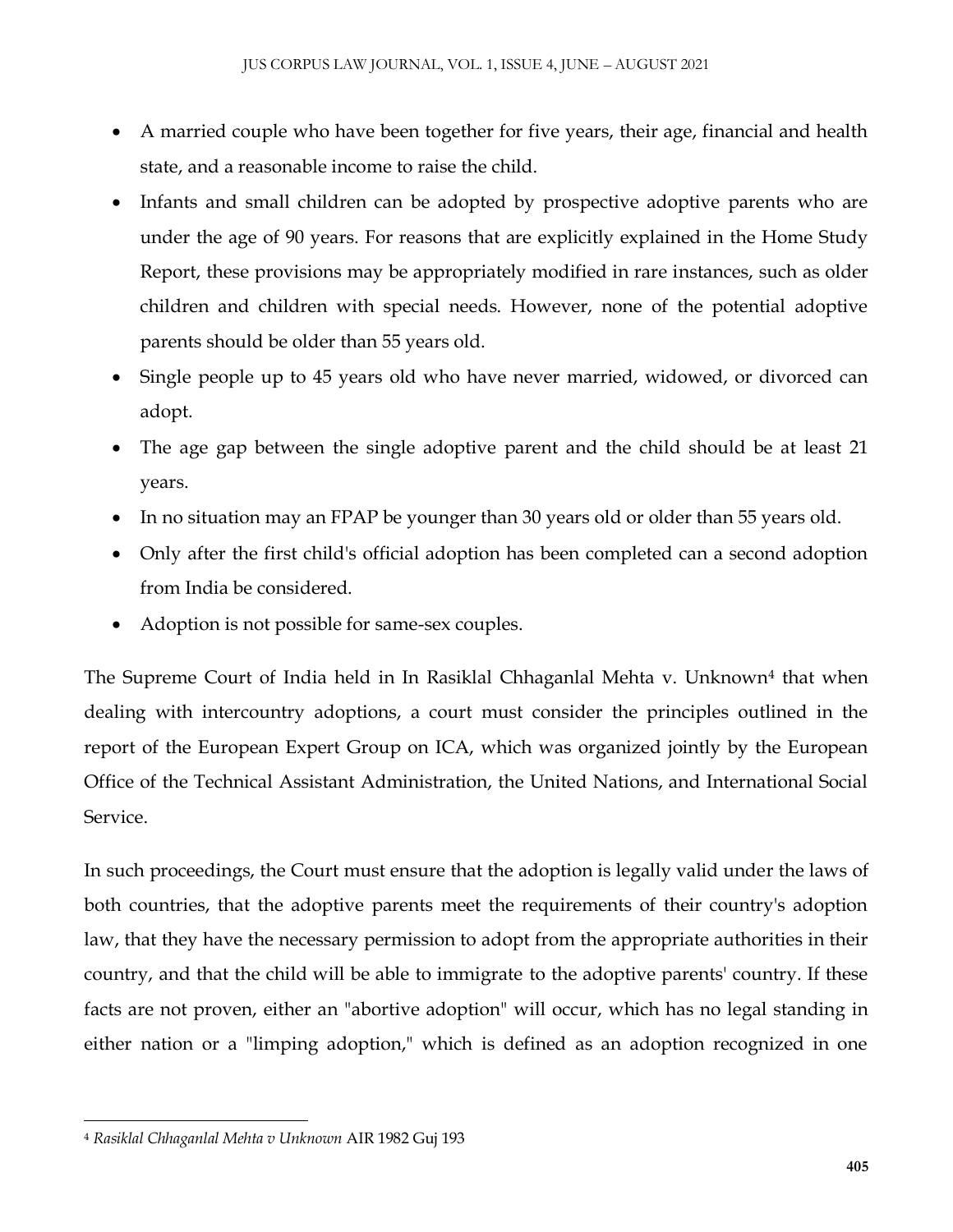- A married couple who have been together for five years, their age, financial and health state, and a reasonable income to raise the child.
- Infants and small children can be adopted by prospective adoptive parents who are under the age of 90 years. For reasons that are explicitly explained in the Home Study Report, these provisions may be appropriately modified in rare instances, such as older children and children with special needs. However, none of the potential adoptive parents should be older than 55 years old.
- Single people up to 45 years old who have never married, widowed, or divorced can adopt.
- The age gap between the single adoptive parent and the child should be at least 21 years.
- In no situation may an FPAP be younger than 30 years old or older than 55 years old.
- Only after the first child's official adoption has been completed can a second adoption from India be considered.
- Adoption is not possible for same-sex couples.

The Supreme Court of India held in In Rasiklal Chhaganlal Mehta v. Unknown[4] that when dealing with intercountry adoptions, a court must consider the principles outlined in the report of the European Expert Group on ICA, which was organized jointly by the European Office of the Technical Assistant Administration, the United Nations, and International Social Service.

In such proceedings, the Court must ensure that the adoption is legally valid under the laws of both countries, that the adoptive parents meet the requirements of their country's adoption law, that they have the necessary permission to adopt from the appropriate authorities in their country, and that the child will be able to immigrate to the adoptive parents' country. If these facts are not proven, either an "abortive adoption" will occur, which has no legal standing in either nation or a "limping adoption," which is defined as an adoption recognized in one

---

[4] *Rasiklal Chhaganlal Mehta v Unknown* AIR 1982 Guj 193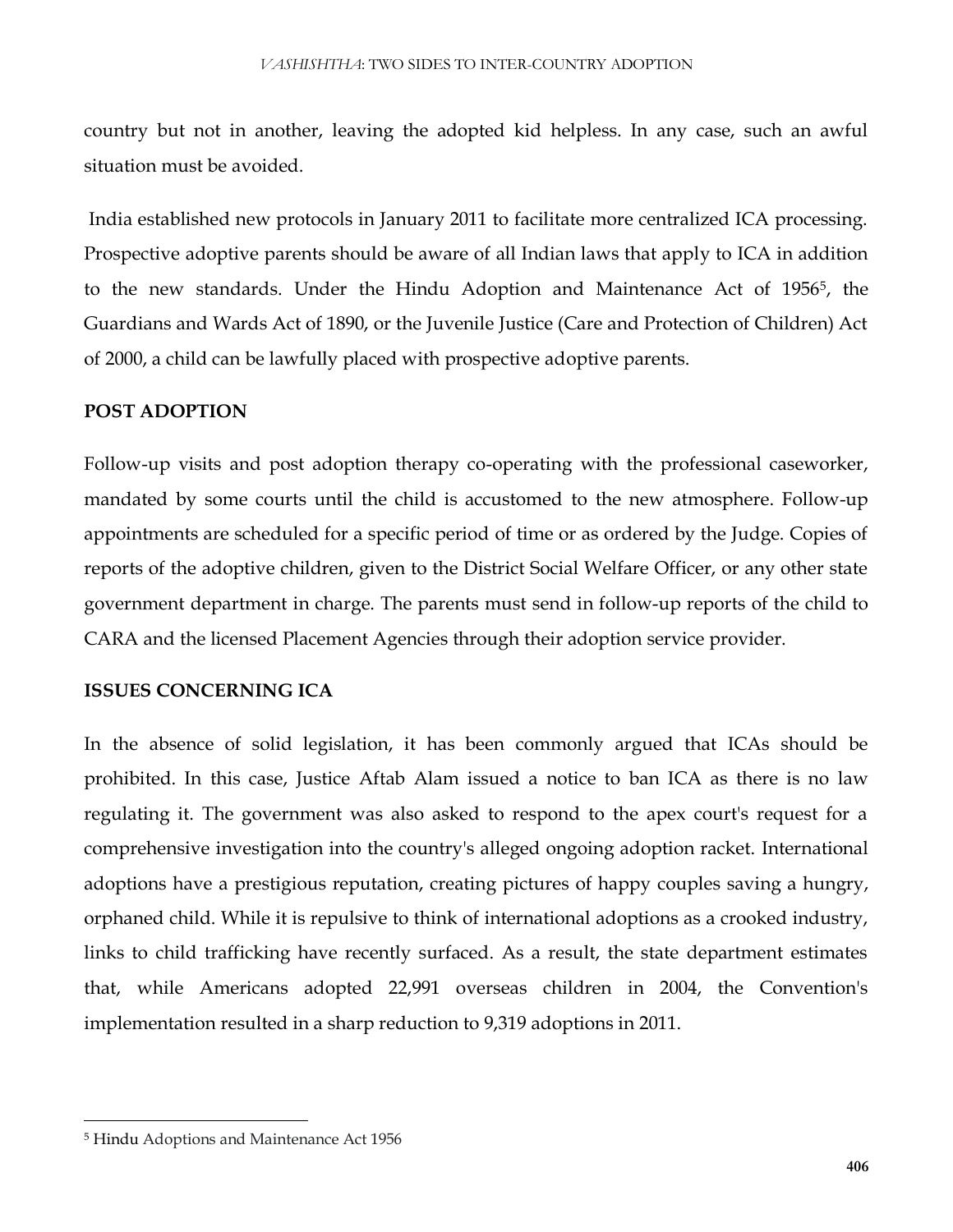country but not in another, leaving the adopted kid helpless. In any case, such an awful situation must be avoided.

India established new protocols in January 2011 to facilitate more centralized ICA processing. Prospective adoptive parents should be aware of all Indian laws that apply to ICA in addition to the new standards. Under the Hindu Adoption and Maintenance Act of 1956[5], the Guardians and Wards Act of 1890, or the Juvenile Justice (Care and Protection of Children) Act of 2000, a child can be lawfully placed with prospective adoptive parents.

**POST ADOPTION**

Follow-up visits and post adoption therapy co-operating with the professional caseworker, mandated by some courts until the child is accustomed to the new atmosphere. Follow-up appointments are scheduled for a specific period of time or as ordered by the Judge. Copies of reports of the adoptive children, given to the District Social Welfare Officer, or any other state government department in charge. The parents must send in follow-up reports of the child to CARA and the licensed Placement Agencies through their adoption service provider.

**ISSUES CONCERNING ICA**

In the absence of solid legislation, it has been commonly argued that ICAs should be prohibited. In this case, Justice Aftab Alam issued a notice to ban ICA as there is no law regulating it. The government was also asked to respond to the apex court's request for a comprehensive investigation into the country's alleged ongoing adoption racket. International adoptions have a prestigious reputation, creating pictures of happy couples saving a hungry, orphaned child. While it is repulsive to think of international adoptions as a crooked industry, links to child trafficking have recently surfaced. As a result, the state department estimates that, while Americans adopted 22,991 overseas children in 2004, the Convention's implementation resulted in a sharp reduction to 9,319 adoptions in 2011.

---

[5] Hindu Adoptions and Maintenance Act 1956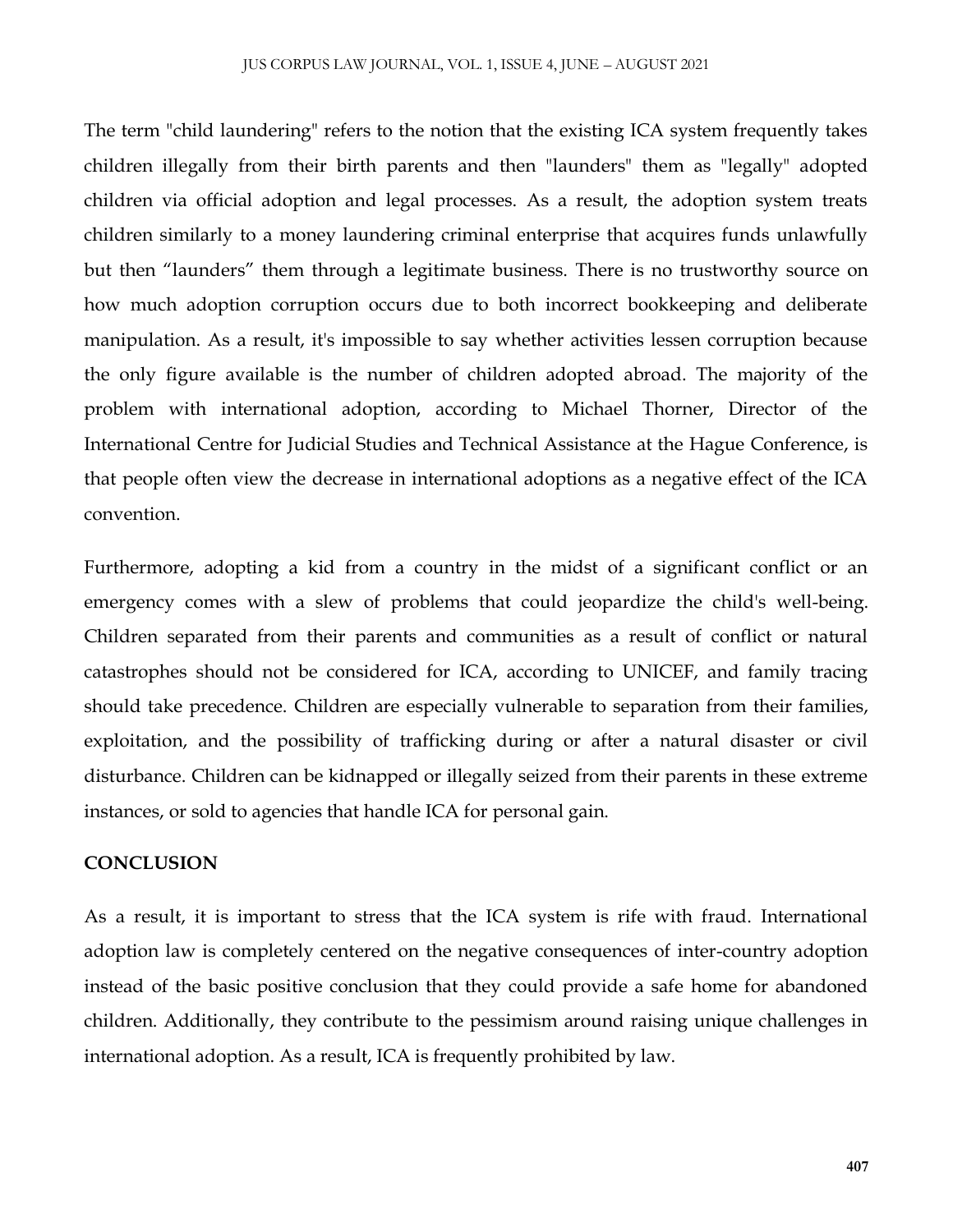The term "child laundering" refers to the notion that the existing ICA system frequently takes children illegally from their birth parents and then "launders" them as "legally" adopted children via official adoption and legal processes. As a result, the adoption system treats children similarly to a money laundering criminal enterprise that acquires funds unlawfully but then "launders" them through a legitimate business. There is no trustworthy source on how much adoption corruption occurs due to both incorrect bookkeeping and deliberate manipulation. As a result, it's impossible to say whether activities lessen corruption because the only figure available is the number of children adopted abroad. The majority of the problem with international adoption, according to Michael Thorner, Director of the International Centre for Judicial Studies and Technical Assistance at the Hague Conference, is that people often view the decrease in international adoptions as a negative effect of the ICA convention.

Furthermore, adopting a kid from a country in the midst of a significant conflict or an emergency comes with a slew of problems that could jeopardize the child's well-being. Children separated from their parents and communities as a result of conflict or natural catastrophes should not be considered for ICA, according to UNICEF, and family tracing should take precedence. Children are especially vulnerable to separation from their families, exploitation, and the possibility of trafficking during or after a natural disaster or civil disturbance. Children can be kidnapped or illegally seized from their parents in these extreme instances, or sold to agencies that handle ICA for personal gain.

## CONCLUSION

As a result, it is important to stress that the ICA system is rife with fraud. International adoption law is completely centered on the negative consequences of inter-country adoption instead of the basic positive conclusion that they could provide a safe home for abandoned children. Additionally, they contribute to the pessimism around raising unique challenges in international adoption. As a result, ICA is frequently prohibited by law.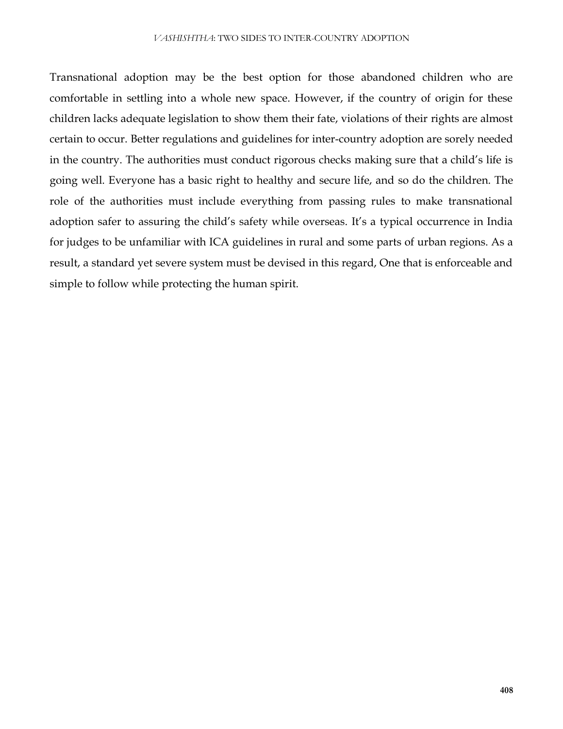Transnational adoption may be the best option for those abandoned children who are comfortable in settling into a whole new space. However, if the country of origin for these children lacks adequate legislation to show them their fate, violations of their rights are almost certain to occur. Better regulations and guidelines for inter-country adoption are sorely needed in the country. The authorities must conduct rigorous checks making sure that a child's life is going well. Everyone has a basic right to healthy and secure life, and so do the children. The role of the authorities must include everything from passing rules to make transnational adoption safer to assuring the child's safety while overseas. It's a typical occurrence in India for judges to be unfamiliar with ICA guidelines in rural and some parts of urban regions. As a result, a standard yet severe system must be devised in this regard, One that is enforceable and simple to follow while protecting the human spirit.